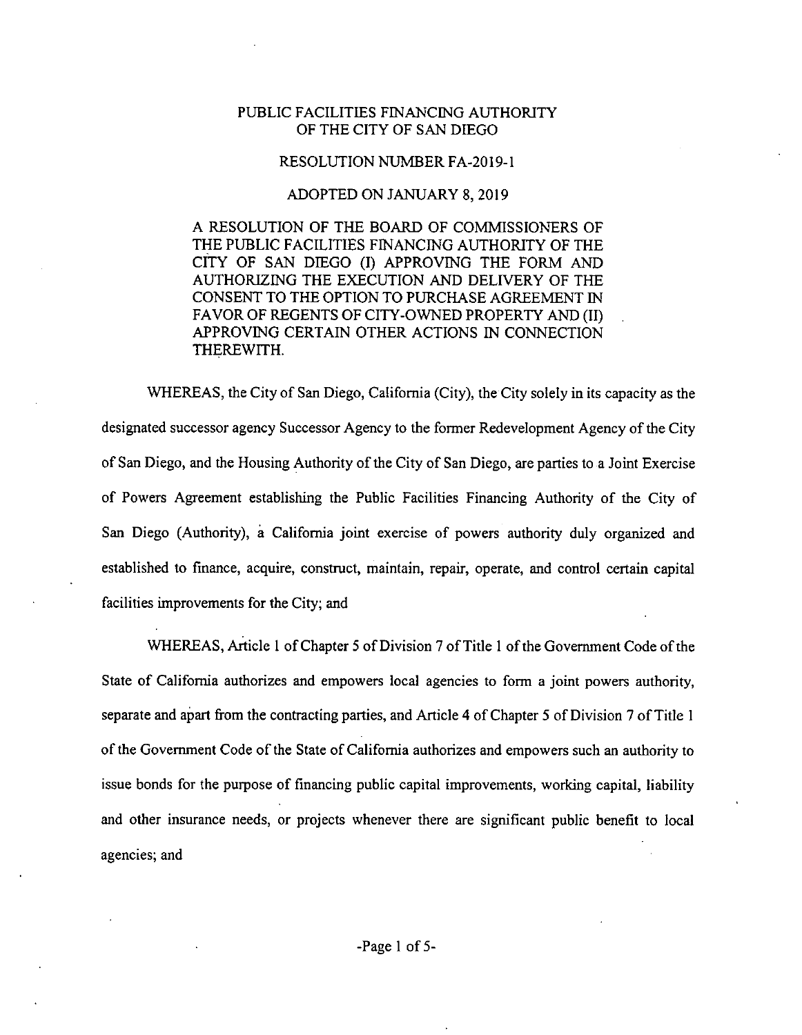# PUBLIC FACILITIES FINANCING AUTHORITY OF THE CITY OF SAN DIEGO

## RESOLUTION NUMBER FA-2019-1

## ADOPTED ON JANUARY 8, 2019

A RESOLUTION OF THE BOARD OF COMMISSIONERS OF THE PUBLIC FACILITIES FINANCING AUTHORITY OF THE CITY OF SAN DIEGO (I) APPROVING THE FORM AND AUTHORIZING THE EXECUTION AND DELIVERY OF THE CONSENT TO THE OPTION TO PURCHASE AGREEMENT IN FAVOR OF REGENTS OF CITY-OWNED PROPERTY AND (II) APPROVING CERTAIN OTHER ACTIONS IN CONNECTION THEREWITH.

WHEREAS, the City of San Diego, California (City), the City solely in its capacity as the designated successor agency Successor Agency to the former Redevelopment Agency of the City of San Diego, and the Housing Authority of the City of San Diego, are parties to a Joint Exercise of Powers Agreement establishing the Public Facilities Financing Authority of the City of San Diego (Authority), a California joint exercise of powers authority duly organized and established to finance, acquire, construct, maintain, repair, operate, and control certain capital facilities improvements for the City; and

WHEREAS, Article 1 of Chapter 5 of Division 7 of Title 1 of the Government Code of the State of California authorizes and empowers local agencies to form a joint powers authority, separate and apart from the contracting parties, and Article 4 of Chapter 5 of Division 7 of Title 1 of the Government Code of the State of California authorizes and empowers such an authority to issue bonds for the purpose of financing public capital improvements, working capital, liability and other insurance needs, or projects whenever there are significant public benefit to local agencies; and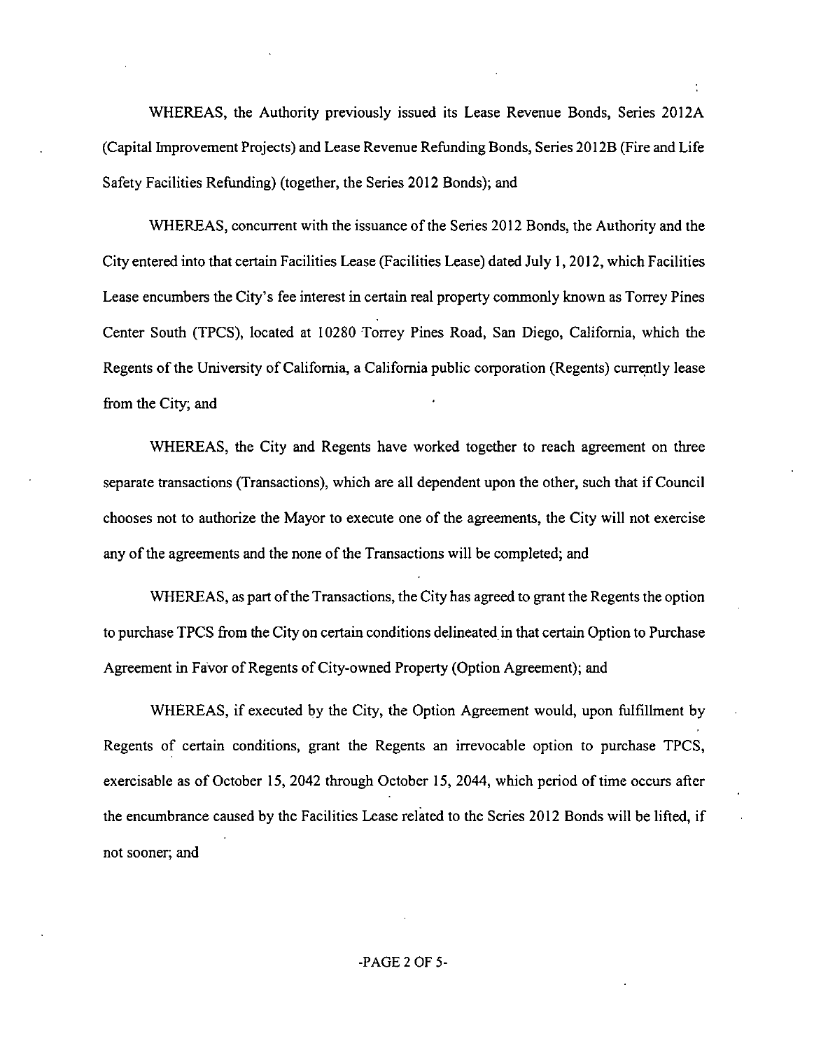WHEREAS, the Authority previously issued its Lease Revenue Bonds, Series 2012A (Capital Improvement Projects) and Lease Revenue Refunding Bonds, Series 2012B (Fire and Life Safety Facilities Refunding) (together, the Series 2012 Bonds); and

WHEREAS, concurrent with the issuance of the Series 2012 Bonds, the Authority and the City entered into that certain Facilities Lease (Facilities Lease) dated July 1, 2012, which Facilities Lease encumbers the City's fee interest in certain real property commonly known as Torrey Pines Center South (TPCS), located at 10280 Torrey Pines Road, San Diego, California, which the Regents of the University of California, a California public corporation (Regents) currently lease from the City; and

WHEREAS, the City and Regents have worked together to reach agreement on three separate transactions (Transactions), which are all dependent upon the other, such that if Council chooses not to authorize the Mayor to execute one of the agreements, the City will not exercise any of the agreements and the none of the Transactions will be completed; and

WHEREAS, as part of the Transactions, the City has agreed to grant the Regents the option to purchase TPCS from the City on certain conditions delineated in that certain Option to Purchase Agreement in Favor of Regents of City-owned Property (Option Agreement); and

WHEREAS, if executed by the City, the Option Agreement would, upon fulfillment by Regents of certain conditions, grant the Regents an irrevocable option to purchase TPCS, exercisable as of October 15, 2042 through October 15, 2044, which period of time occurs after the encumbrance caused by the Facilities Lease related to the Series 2012 Bonds will be lifted, if not sooner; and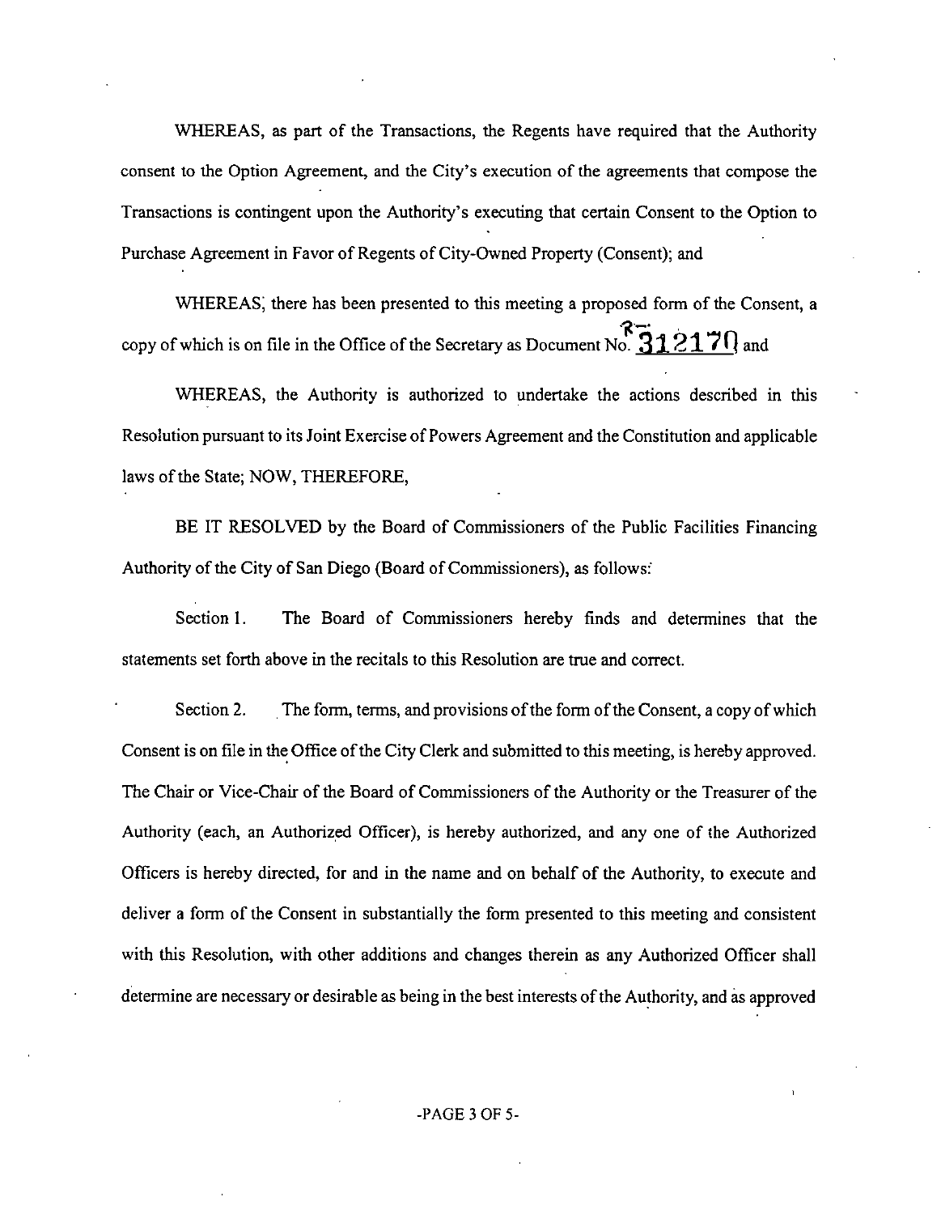WHEREAS, as part of the Transactions, the Regents have required that the Authority consent to the Option Agreement, and the City's execution of the agreements that compose the Transactions is contingent upon the Authority's executing that certain Consent to the Option to Purchase Agreement in Favor of Regents of City-Owned Property (Consent); and

WHEREAS, there has been presented to this meeting a proposed form of the Consent, a copy of which is on file in the Office of the Secretary as Document No. R-312170; and

WHEREAS, the Authority is authorized to undertake the actions described in this Resolution pursuant to its Joint Exercise of Powers Agreement and the Constitution and applicable laws of the State; NOW, THEREFORE,

BE IT RESOLVED by the Board of Commissioners of the Public Facilities Financing Authority of the City of San Diego (Board of Commissioners), as follows:

Section 1. The Board of Commissioners hereby finds and determines that the statements set forth above in the recitals to this Resolution are true and correct.

Section 2. The form, terms, and provisions of the form of the Consent, a copy of which Consent is on file in the Office of the City Clerk and submitted to this meeting, is hereby approved. The Chair or Vice-Chair of the Board of Commissioners of the Authority or the Treasurer of the Authority (each, an Authorized Officer), is hereby authorized, and any one of the Authorized Officers is hereby directed, for and in the name and on behalf of the Authority, to execute and deliver a form of the Consent in substantially the form presented to this meeting and consistent with this Resolution, with other additions and changes therein as any Authorized Officer shall determine are necessary or desirable as being in the best interests of the Authority, and as approved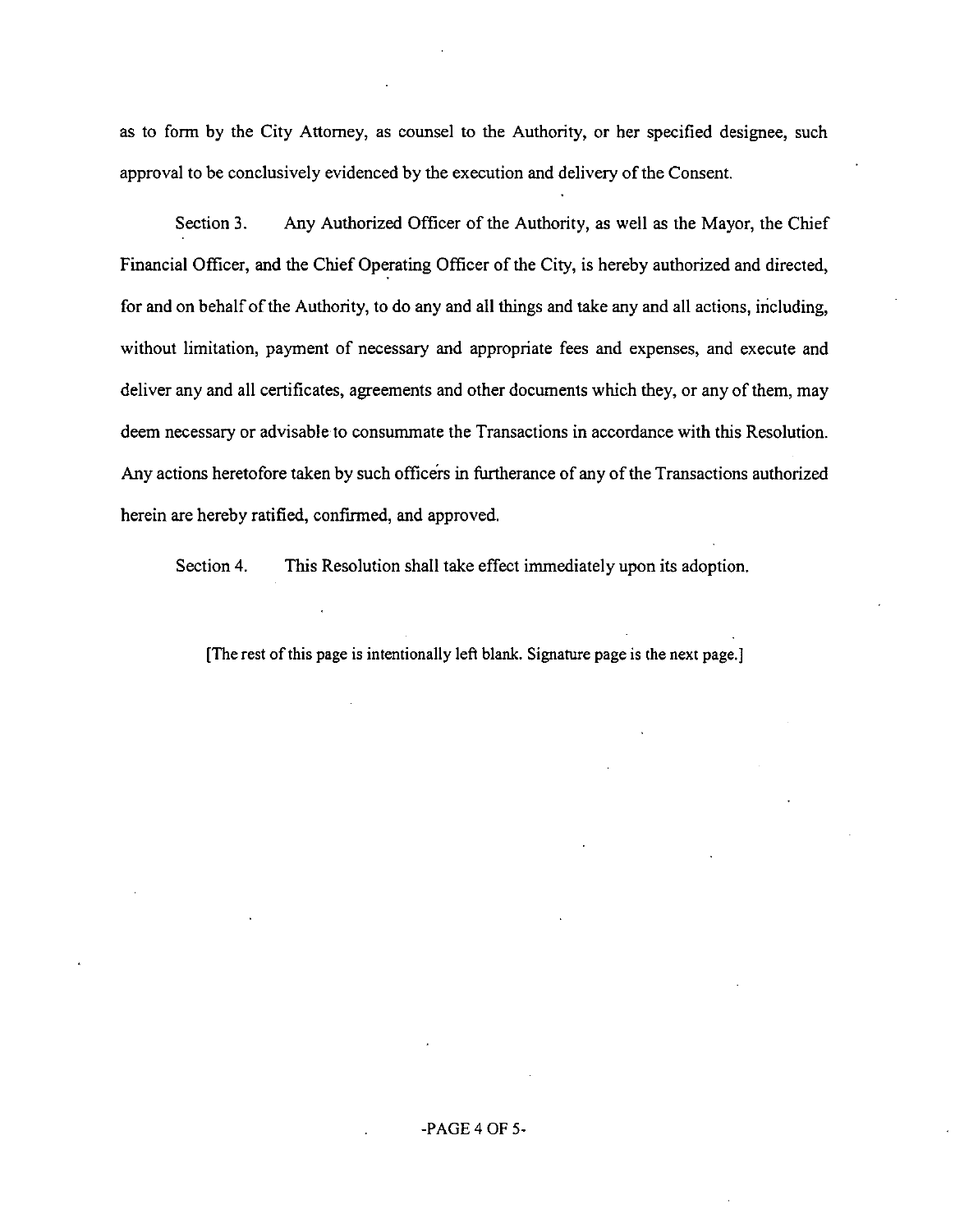as to form by the City Attorney, as counsel to the Authority, or her specified designee, such approval to be conclusively evidenced by the execution and delivery of the Consent.

Section 3. Any Authorized Officer of the Authority, as well as the Mayor, the Chief Financial Officer, and the Chief Operating Officer of the City, is hereby authorized and directed, for and on behalf of the Authority, to do any and all things and take any and all actions, including, without limitation, payment of necessary and appropriate fees and expenses, and execute and deliver any and all certificates, agreements and other documents which they, or any of them, may deem necessary or advisable to consummate the Transactions in accordance with this Resolution. Any actions heretofore taken by such officers in furtherance of any of the Transactions authorized herein are hereby ratified, confirmed, and approved.

Section 4. This Resolution shall take effect immediately upon its adoption.

[The rest of this page is intentionally left blank. Signature page is the next page.]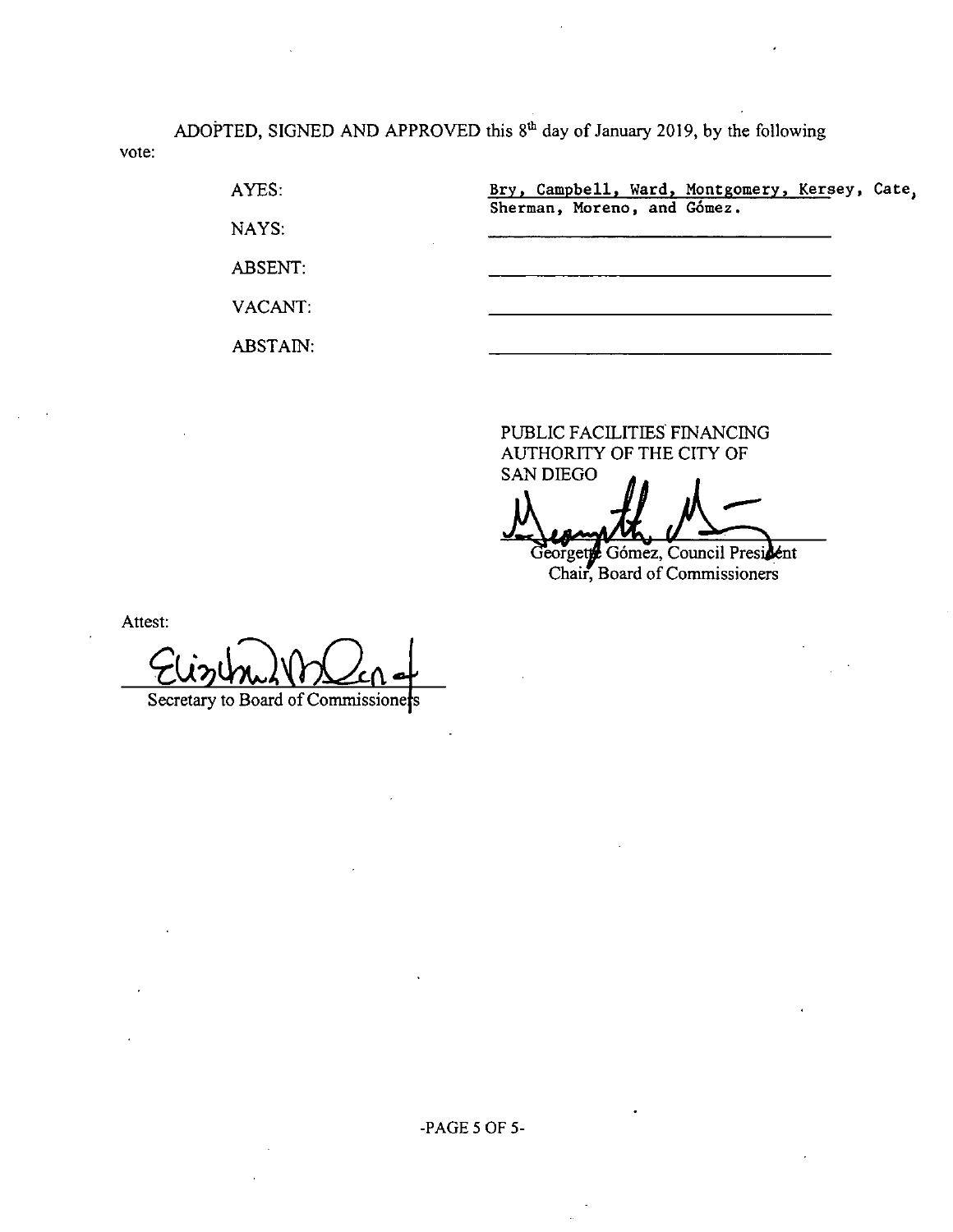ADOPTED, SIGNED AND APPROVED this 8th day of January 2019, by the following vote:

| | |
|---|---|
| AYES: | Bry, Campbell, Ward, Montgomery, Kersey, Cate, Sherman, Moreno, and Gómez. |
| NAYS: | |
| ABSENT: | |
| VACANT: | |
| ABSTAIN: | |

PUBLIC FACILITIES FINANCING AUTHORITY OF THE CITY OF SAN DIEGO

Georgette Gómez, Council President
Chair, Board of Commissioners

Attest:

Secretary to Board of Commissioners